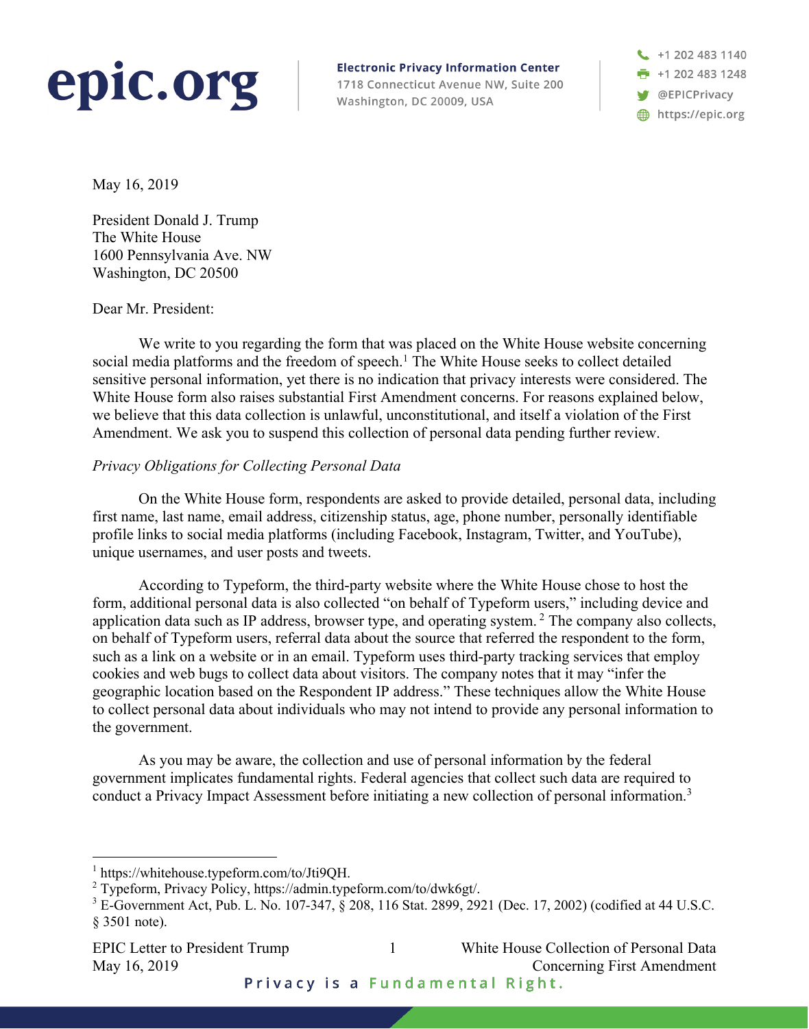**epic.org**

**Electronic Privacy Information Center**
1718 Connecticut Avenue NW, Suite 200
Washington, DC 20009, USA

+1 202 483 1140
+1 202 483 1248
@EPICPrivacy
https://epic.org

May 16, 2019

President Donald J. Trump
The White House
1600 Pennsylvania Ave. NW
Washington, DC 20500

Dear Mr. President:

We write to you regarding the form that was placed on the White House website concerning social media platforms and the freedom of speech.[1] The White House seeks to collect detailed sensitive personal information, yet there is no indication that privacy interests were considered. The White House form also raises substantial First Amendment concerns. For reasons explained below, we believe that this data collection is unlawful, unconstitutional, and itself a violation of the First Amendment. We ask you to suspend this collection of personal data pending further review.

*Privacy Obligations for Collecting Personal Data*

On the White House form, respondents are asked to provide detailed, personal data, including first name, last name, email address, citizenship status, age, phone number, personally identifiable profile links to social media platforms (including Facebook, Instagram, Twitter, and YouTube), unique usernames, and user posts and tweets.

According to Typeform, the third-party website where the White House chose to host the form, additional personal data is also collected "on behalf of Typeform users," including device and application data such as IP address, browser type, and operating system.[2] The company also collects, on behalf of Typeform users, referral data about the source that referred the respondent to the form, such as a link on a website or in an email. Typeform uses third-party tracking services that employ cookies and web bugs to collect data about visitors. The company notes that it may "infer the geographic location based on the Respondent IP address." These techniques allow the White House to collect personal data about individuals who may not intend to provide any personal information to the government.

As you may be aware, the collection and use of personal information by the federal government implicates fundamental rights. Federal agencies that collect such data are required to conduct a Privacy Impact Assessment before initiating a new collection of personal information.[3]

---

[1] https://whitehouse.typeform.com/to/Jti9QH.
[2] Typeform, Privacy Policy, https://admin.typeform.com/to/dwk6gt/.
[3] E-Government Act, Pub. L. No. 107-347, § 208, 116 Stat. 2899, 2921 (Dec. 17, 2002) (codified at 44 U.S.C. § 3501 note).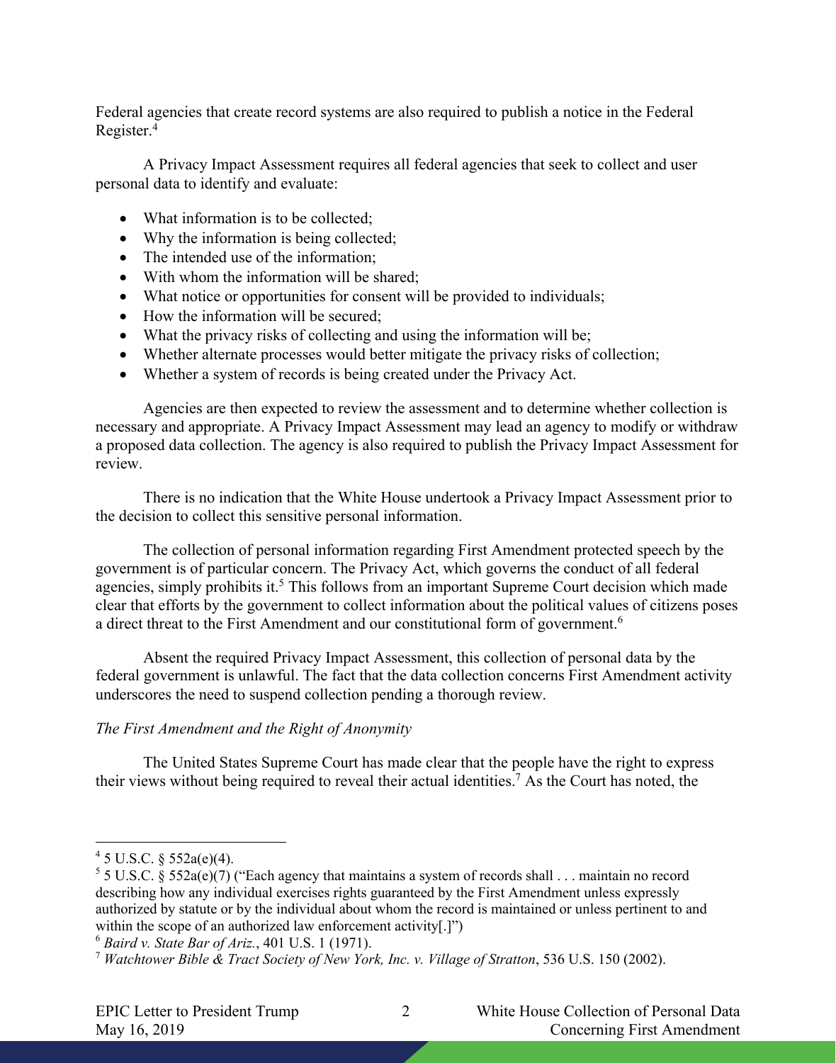Federal agencies that create record systems are also required to publish a notice in the Federal Register.[4]

A Privacy Impact Assessment requires all federal agencies that seek to collect and user personal data to identify and evaluate:

- What information is to be collected;
- Why the information is being collected;
- The intended use of the information;
- With whom the information will be shared;
- What notice or opportunities for consent will be provided to individuals;
- How the information will be secured;
- What the privacy risks of collecting and using the information will be;
- Whether alternate processes would better mitigate the privacy risks of collection;
- Whether a system of records is being created under the Privacy Act.

Agencies are then expected to review the assessment and to determine whether collection is necessary and appropriate. A Privacy Impact Assessment may lead an agency to modify or withdraw a proposed data collection. The agency is also required to publish the Privacy Impact Assessment for review.

There is no indication that the White House undertook a Privacy Impact Assessment prior to the decision to collect this sensitive personal information.

The collection of personal information regarding First Amendment protected speech by the government is of particular concern. The Privacy Act, which governs the conduct of all federal agencies, simply prohibits it.[5] This follows from an important Supreme Court decision which made clear that efforts by the government to collect information about the political values of citizens poses a direct threat to the First Amendment and our constitutional form of government.[6]

Absent the required Privacy Impact Assessment, this collection of personal data by the federal government is unlawful. The fact that the data collection concerns First Amendment activity underscores the need to suspend collection pending a thorough review.

*The First Amendment and the Right of Anonymity*

The United States Supreme Court has made clear that the people have the right to express their views without being required to reveal their actual identities.[7] As the Court has noted, the

---

[4] 5 U.S.C. § 552a(e)(4).

[5] 5 U.S.C. § 552a(e)(7) ("Each agency that maintains a system of records shall . . . maintain no record describing how any individual exercises rights guaranteed by the First Amendment unless expressly authorized by statute or by the individual about whom the record is maintained or unless pertinent to and within the scope of an authorized law enforcement activity[.]")

[6] *Baird v. State Bar of Ariz.*, 401 U.S. 1 (1971).

[7] *Watchtower Bible & Tract Society of New York, Inc. v. Village of Stratton*, 536 U.S. 150 (2002).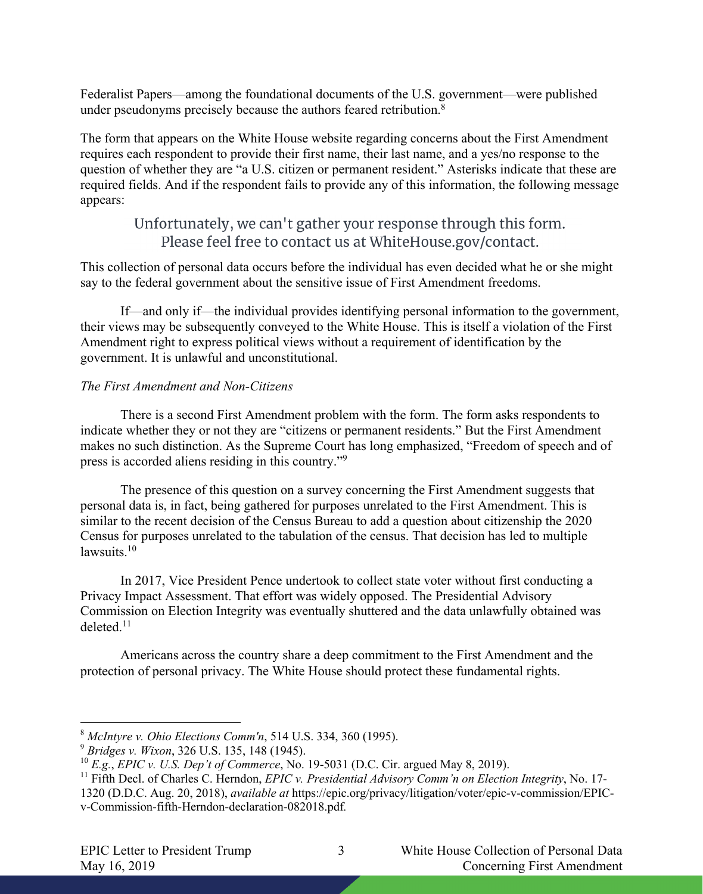Federalist Papers—among the foundational documents of the U.S. government—were published under pseudonyms precisely because the authors feared retribution.[8]

The form that appears on the White House website regarding concerns about the First Amendment requires each respondent to provide their first name, their last name, and a yes/no response to the question of whether they are "a U.S. citizen or permanent resident." Asterisks indicate that these are required fields. And if the respondent fails to provide any of this information, the following message appears:

> Unfortunately, we can't gather your response through this form. Please feel free to contact us at WhiteHouse.gov/contact.

This collection of personal data occurs before the individual has even decided what he or she might say to the federal government about the sensitive issue of First Amendment freedoms.

If—and only if—the individual provides identifying personal information to the government, their views may be subsequently conveyed to the White House. This is itself a violation of the First Amendment right to express political views without a requirement of identification by the government. It is unlawful and unconstitutional.

*The First Amendment and Non-Citizens*

There is a second First Amendment problem with the form. The form asks respondents to indicate whether they or not they are "citizens or permanent residents." But the First Amendment makes no such distinction. As the Supreme Court has long emphasized, "Freedom of speech and of press is accorded aliens residing in this country."[9]

The presence of this question on a survey concerning the First Amendment suggests that personal data is, in fact, being gathered for purposes unrelated to the First Amendment. This is similar to the recent decision of the Census Bureau to add a question about citizenship the 2020 Census for purposes unrelated to the tabulation of the census. That decision has led to multiple lawsuits.[10]

In 2017, Vice President Pence undertook to collect state voter without first conducting a Privacy Impact Assessment. That effort was widely opposed. The Presidential Advisory Commission on Election Integrity was eventually shuttered and the data unlawfully obtained was deleted.[11]

Americans across the country share a deep commitment to the First Amendment and the protection of personal privacy. The White House should protect these fundamental rights.

---

[8] *McIntyre v. Ohio Elections Comm'n*, 514 U.S. 334, 360 (1995).

[9] *Bridges v. Wixon*, 326 U.S. 135, 148 (1945).

[10] *E.g.*, *EPIC v. U.S. Dep't of Commerce*, No. 19-5031 (D.C. Cir. argued May 8, 2019).

[11] Fifth Decl. of Charles C. Herndon, *EPIC v. Presidential Advisory Comm'n on Election Integrity*, No. 17-1320 (D.D.C. Aug. 20, 2018), *available at* https://epic.org/privacy/litigation/voter/epic-v-commission/EPIC-v-Commission-fifth-Herndon-declaration-082018.pdf.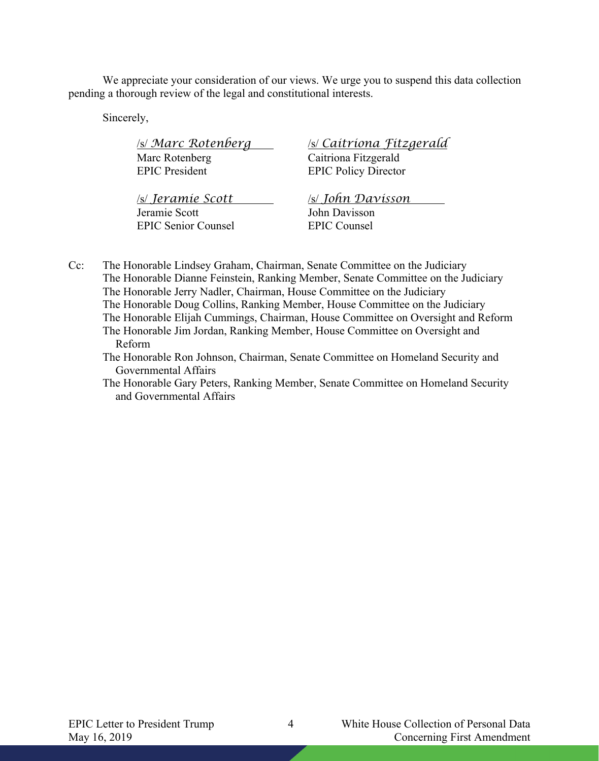We appreciate your consideration of our views. We urge you to suspend this data collection pending a thorough review of the legal and constitutional interests.

Sincerely,

| | |
|---|---|
| /s/ *Marc Rotenberg*<br>Marc Rotenberg<br>EPIC President | /s/ *Caitriona Fitzgerald*<br>Caitriona Fitzgerald<br>EPIC Policy Director |
| /s/ *Jeramie Scott*<br>Jeramie Scott<br>EPIC Senior Counsel | /s/ *John Davisson*<br>John Davisson<br>EPIC Counsel |

Cc: The Honorable Lindsey Graham, Chairman, Senate Committee on the Judiciary
The Honorable Dianne Feinstein, Ranking Member, Senate Committee on the Judiciary
The Honorable Jerry Nadler, Chairman, House Committee on the Judiciary
The Honorable Doug Collins, Ranking Member, House Committee on the Judiciary
The Honorable Elijah Cummings, Chairman, House Committee on Oversight and Reform
The Honorable Jim Jordan, Ranking Member, House Committee on Oversight and Reform
The Honorable Ron Johnson, Chairman, Senate Committee on Homeland Security and Governmental Affairs
The Honorable Gary Peters, Ranking Member, Senate Committee on Homeland Security and Governmental Affairs